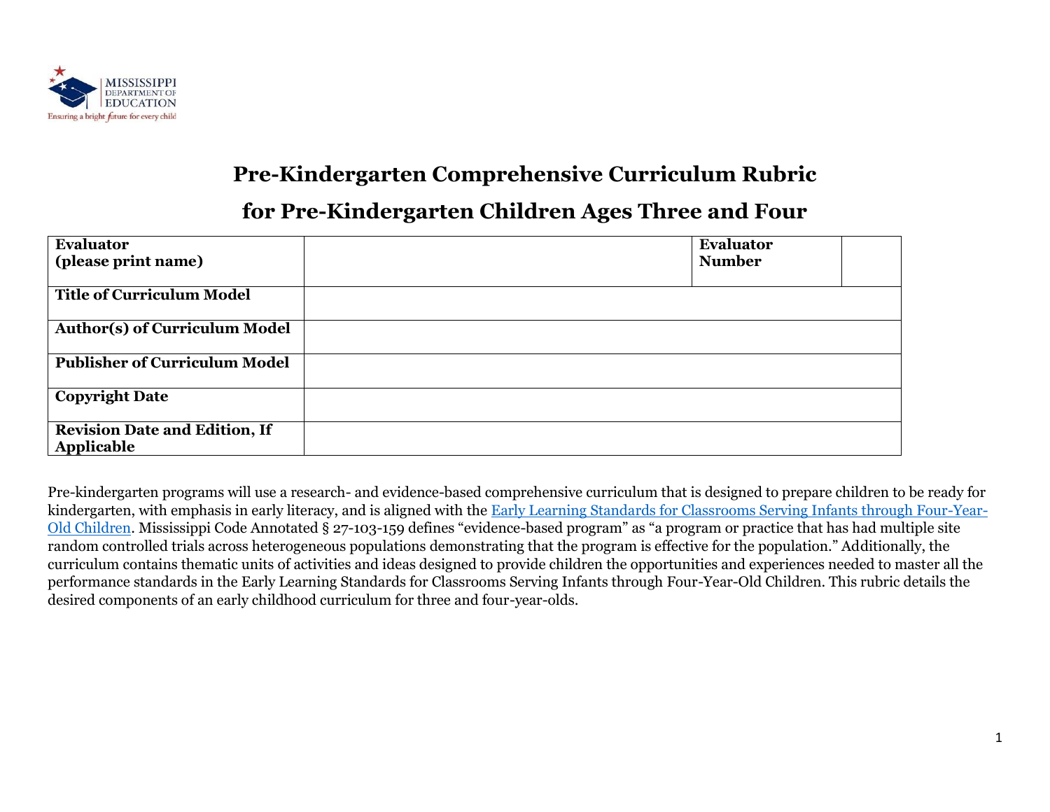# Pre-Kindergarten Comprehensive Curriculum Rubric

# for Pre-Kindergarten Children Ages Three and Four

| **Evaluator (please print name)** | | **Evaluator Number** | |
|---|---|---|---|
| **Title of Curriculum Model** | | | |
| **Author(s) of Curriculum Model** | | | |
| **Publisher of Curriculum Model** | | | |
| **Copyright Date** | | | |
| **Revision Date and Edition, If Applicable** | | | |

Pre-kindergarten programs will use a research- and evidence-based comprehensive curriculum that is designed to prepare children to be ready for kindergarten, with emphasis in early literacy, and is aligned with the Early Learning Standards for Classrooms Serving Infants through Four-Year-Old Children. Mississippi Code Annotated § 27-103-159 defines "evidence-based program" as "a program or practice that has had multiple site random controlled trials across heterogeneous populations demonstrating that the program is effective for the population." Additionally, the curriculum contains thematic units of activities and ideas designed to provide children the opportunities and experiences needed to master all the performance standards in the Early Learning Standards for Classrooms Serving Infants through Four-Year-Old Children. This rubric details the desired components of an early childhood curriculum for three and four-year-olds.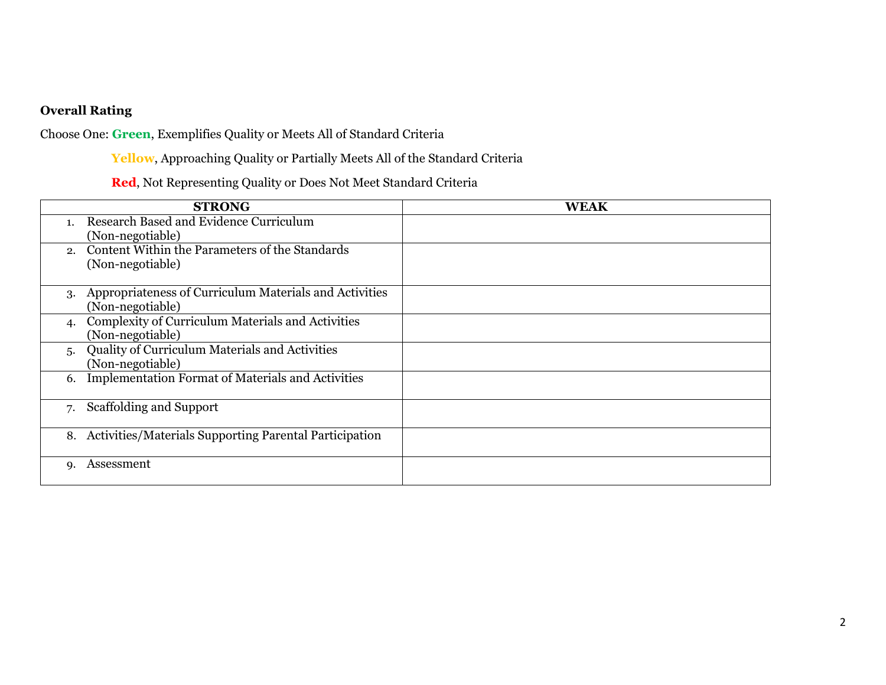**Overall Rating**

Choose One: **Green**, Exemplifies Quality or Meets All of Standard Criteria

**Yellow**, Approaching Quality or Partially Meets All of the Standard Criteria

**Red**, Not Representing Quality or Does Not Meet Standard Criteria

| STRONG | WEAK |
|---|---|
| 1. Research Based and Evidence Curriculum (Non-negotiable) | |
| 2. Content Within the Parameters of the Standards (Non-negotiable) | |
| 3. Appropriateness of Curriculum Materials and Activities (Non-negotiable) | |
| 4. Complexity of Curriculum Materials and Activities (Non-negotiable) | |
| 5. Quality of Curriculum Materials and Activities (Non-negotiable) | |
| 6. Implementation Format of Materials and Activities | |
| 7. Scaffolding and Support | |
| 8. Activities/Materials Supporting Parental Participation | |
| 9. Assessment | |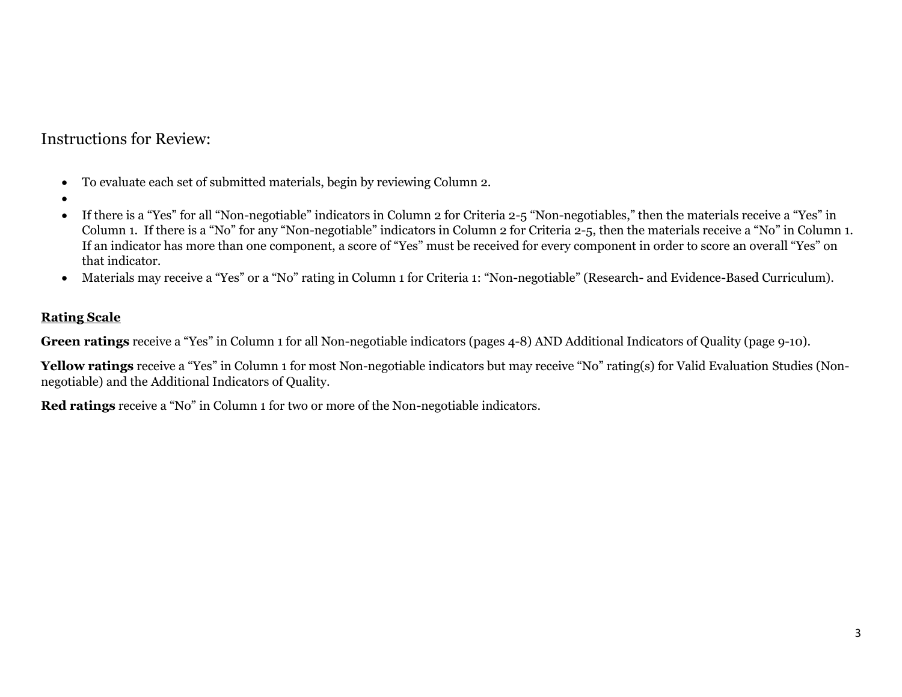## Instructions for Review:

- To evaluate each set of submitted materials, begin by reviewing Column 2.
- 
- If there is a "Yes" for all "Non-negotiable" indicators in Column 2 for Criteria 2-5 "Non-negotiables," then the materials receive a "Yes" in Column 1. If there is a "No" for any "Non-negotiable" indicators in Column 2 for Criteria 2-5, then the materials receive a "No" in Column 1. If an indicator has more than one component, a score of "Yes" must be received for every component in order to score an overall "Yes" on that indicator.
- Materials may receive a "Yes" or a "No" rating in Column 1 for Criteria 1: "Non-negotiable" (Research- and Evidence-Based Curriculum).

**Rating Scale**

**Green ratings** receive a "Yes" in Column 1 for all Non-negotiable indicators (pages 4-8) AND Additional Indicators of Quality (page 9-10).

**Yellow ratings** receive a "Yes" in Column 1 for most Non-negotiable indicators but may receive "No" rating(s) for Valid Evaluation Studies (Non-negotiable) and the Additional Indicators of Quality.

**Red ratings** receive a "No" in Column 1 for two or more of the Non-negotiable indicators.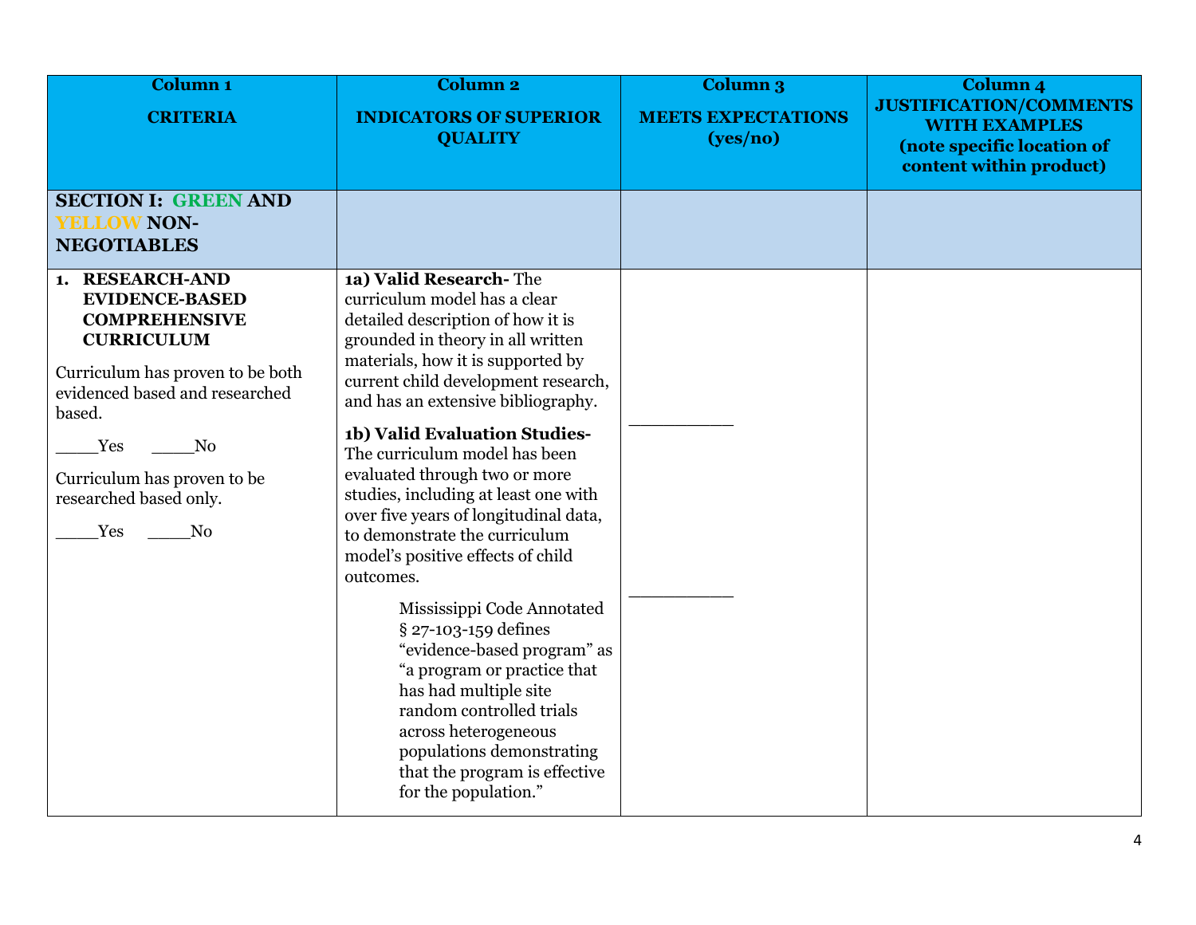| Column 1<br><br>CRITERIA | Column 2<br><br>INDICATORS OF SUPERIOR QUALITY | Column 3<br><br>MEETS EXPECTATIONS (yes/no) | Column 4<br>JUSTIFICATION/COMMENTS WITH EXAMPLES<br>(note specific location of content within product) |
|---|---|---|---|
| **SECTION I: GREEN AND YELLOW NON-NEGOTIABLES** | | | |
| **1. RESEARCH-AND EVIDENCE-BASED COMPREHENSIVE CURRICULUM**<br><br>Curriculum has proven to be both evidenced based and researched based.<br><br>_____Yes _____No<br><br>Curriculum has proven to be researched based only.<br><br>_____Yes _____No | **1a) Valid Research-** The curriculum model has a clear detailed description of how it is grounded in theory in all written materials, how it is supported by current child development research, and has an extensive bibliography.<br><br>**1b) Valid Evaluation Studies-** The curriculum model has been evaluated through two or more studies, including at least one with over five years of longitudinal data, to demonstrate the curriculum model's positive effects of child outcomes.<br><br>Mississippi Code Annotated § 27-103-159 defines "evidence-based program" as "a program or practice that has had multiple site random controlled trials across heterogeneous populations demonstrating that the program is effective for the population." | __________<br><br>__________ | |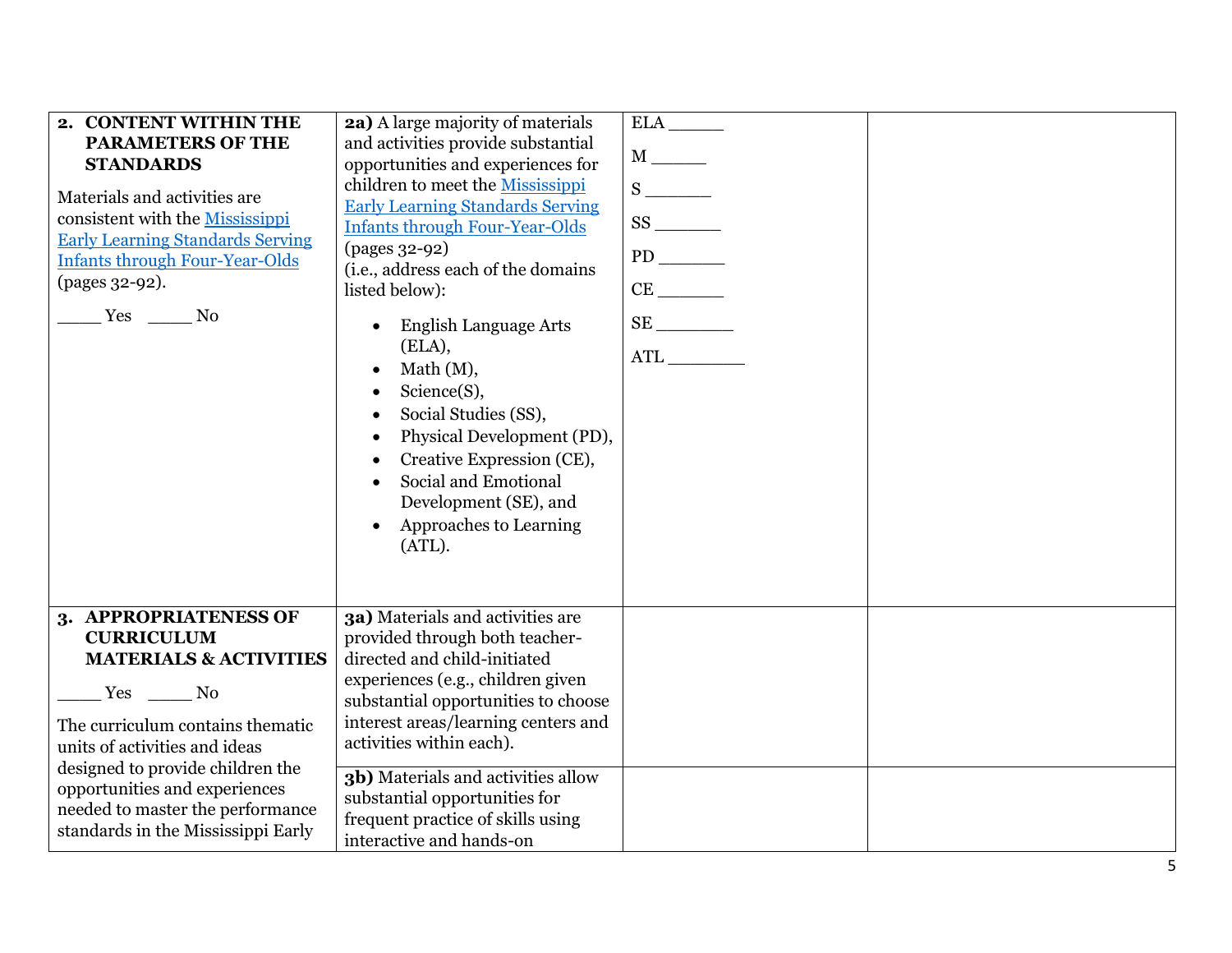| | | | |
|---|---|---|---|
| **2. CONTENT WITHIN THE PARAMETERS OF THE STANDARDS**<br><br>Materials and activities are consistent with the [Mississippi Early Learning Standards Serving Infants through Four-Year-Olds](#) (pages 32-92).<br><br>____ Yes ____ No | **2a)** A large majority of materials and activities provide substantial opportunities and experiences for children to meet the [Mississippi Early Learning Standards Serving Infants through Four-Year-Olds](#) (pages 32-92) (i.e., address each of the domains listed below):<br><br>• English Language Arts (ELA),<br>• Math (M),<br>• Science(S),<br>• Social Studies (SS),<br>• Physical Development (PD),<br>• Creative Expression (CE),<br>• Social and Emotional Development (SE), and<br>• Approaches to Learning (ATL). | ELA _____<br><br>M _____<br><br>S ______<br><br>SS ______<br><br>PD ______<br><br>CE ______<br><br>SE _______<br><br>ATL _______ | |
| **3. APPROPRIATENESS OF CURRICULUM MATERIALS & ACTIVITIES**<br><br>____ Yes ____ No<br><br>The curriculum contains thematic units of activities and ideas designed to provide children the opportunities and experiences needed to master the performance standards in the Mississippi Early | **3a)** Materials and activities are provided through both teacher-directed and child-initiated experiences (e.g., children given substantial opportunities to choose interest areas/learning centers and activities within each). | | |
| | **3b)** Materials and activities allow substantial opportunities for frequent practice of skills using interactive and hands-on | | |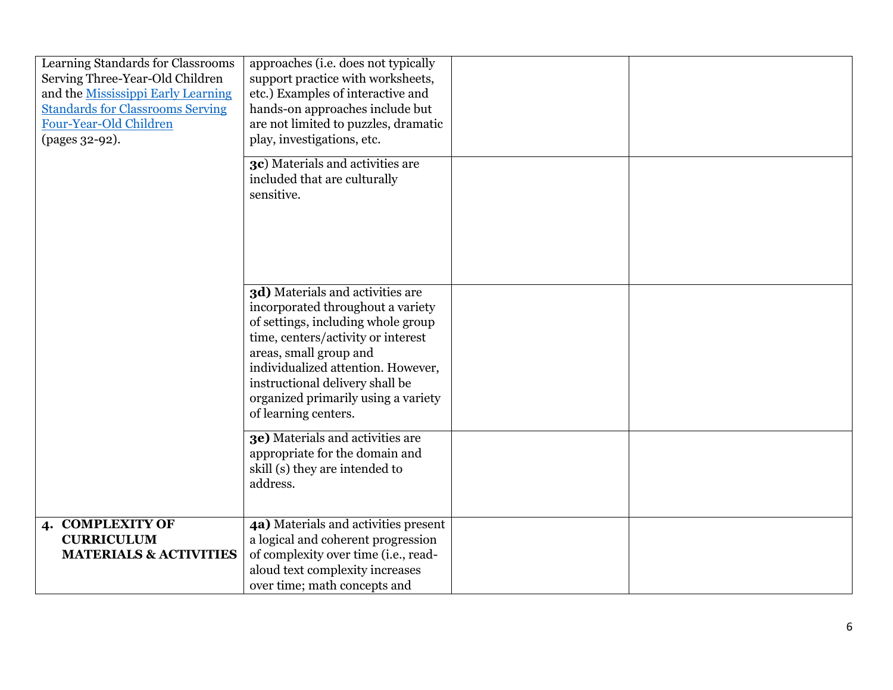| | | | |
|---|---|---|---|
| Learning Standards for Classrooms Serving Three-Year-Old Children and the Mississippi Early Learning Standards for Classrooms Serving Four-Year-Old Children (pages 32-92). | approaches (i.e. does not typically support practice with worksheets, etc.) Examples of interactive and hands-on approaches include but are not limited to puzzles, dramatic play, investigations, etc. | | |
| | **3c**) Materials and activities are included that are culturally sensitive. | | |
| | **3d)** Materials and activities are incorporated throughout a variety of settings, including whole group time, centers/activity or interest areas, small group and individualized attention. However, instructional delivery shall be organized primarily using a variety of learning centers. | | |
| | **3e)** Materials and activities are appropriate for the domain and skill (s) they are intended to address. | | |
| **4. COMPLEXITY OF CURRICULUM MATERIALS & ACTIVITIES** | **4a)** Materials and activities present a logical and coherent progression of complexity over time (i.e., read-aloud text complexity increases over time; math concepts and | | |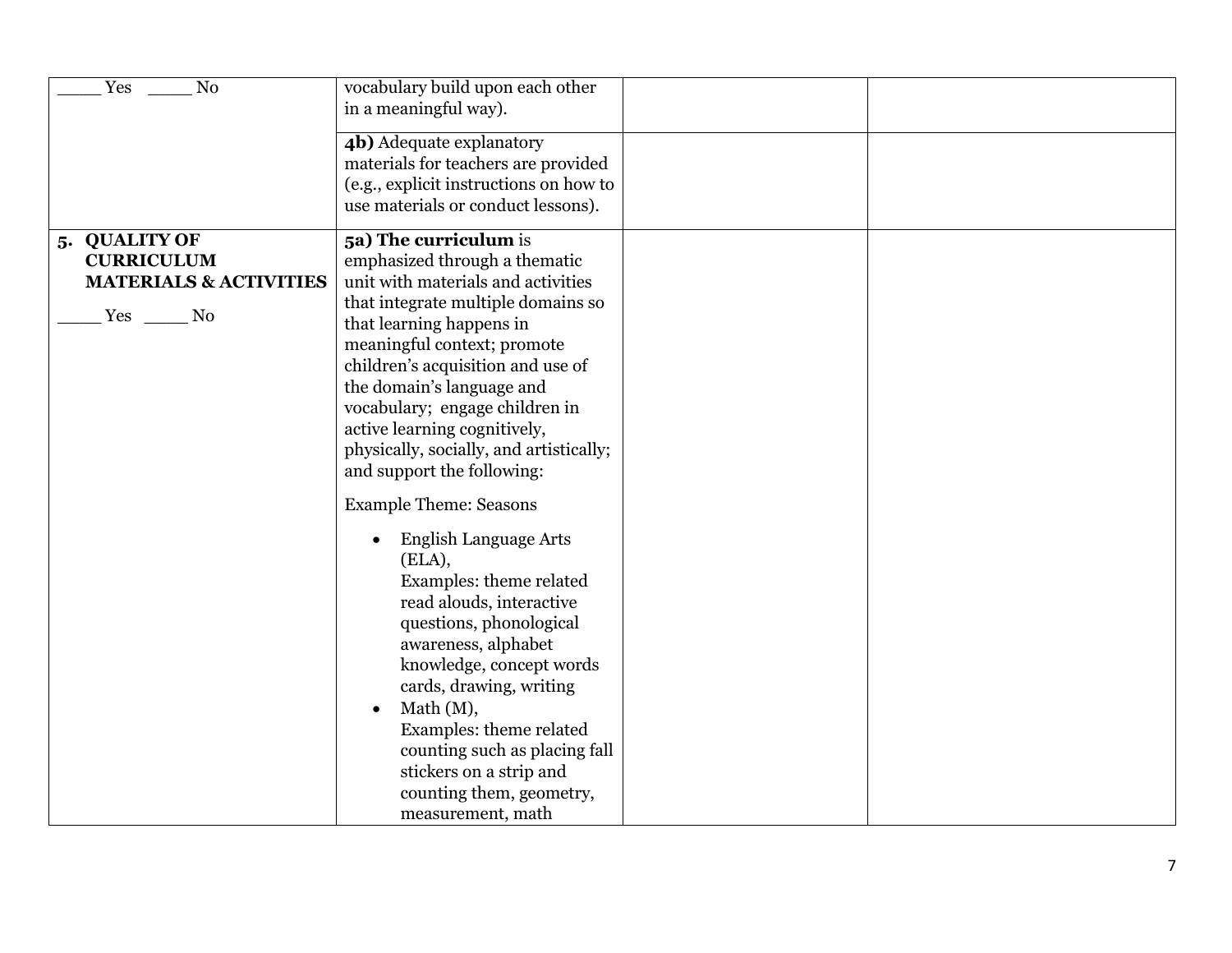| | | | |
|---|---|---|---|
| _____ Yes _____ No | vocabulary build upon each other in a meaningful way). | | |
| | **4b)** Adequate explanatory materials for teachers are provided (e.g., explicit instructions on how to use materials or conduct lessons). | | |
| **5. QUALITY OF CURRICULUM MATERIALS & ACTIVITIES**<br><br>_____ Yes _____ No | **5a) The curriculum** is emphasized through a thematic unit with materials and activities that integrate multiple domains so that learning happens in meaningful context; promote children's acquisition and use of the domain's language and vocabulary; engage children in active learning cognitively, physically, socially, and artistically; and support the following:<br><br>Example Theme: Seasons<br><br>• English Language Arts (ELA),<br>Examples: theme related read alouds, interactive questions, phonological awareness, alphabet knowledge, concept words cards, drawing, writing<br>• Math (M),<br>Examples: theme related counting such as placing fall stickers on a strip and counting them, geometry, measurement, math | | |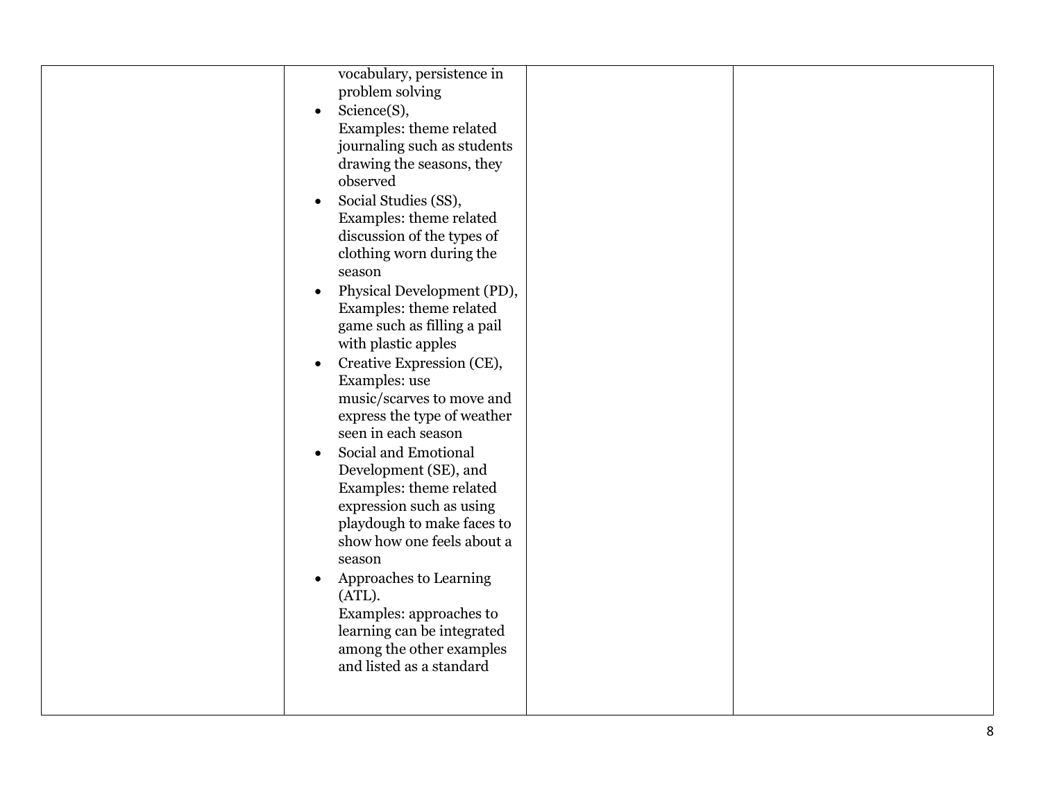|  |  |  |  |
|---|---|---|---|
|  | vocabulary, persistence in problem solving<br>• Science(S), Examples: theme related journaling such as students drawing the seasons, they observed<br>• Social Studies (SS), Examples: theme related discussion of the types of clothing worn during the season<br>• Physical Development (PD), Examples: theme related game such as filling a pail with plastic apples<br>• Creative Expression (CE), Examples: use music/scarves to move and express the type of weather seen in each season<br>• Social and Emotional Development (SE), and Examples: theme related expression such as using playdough to make faces to show how one feels about a season<br>• Approaches to Learning (ATL). Examples: approaches to learning can be integrated among the other examples and listed as a standard |  |  |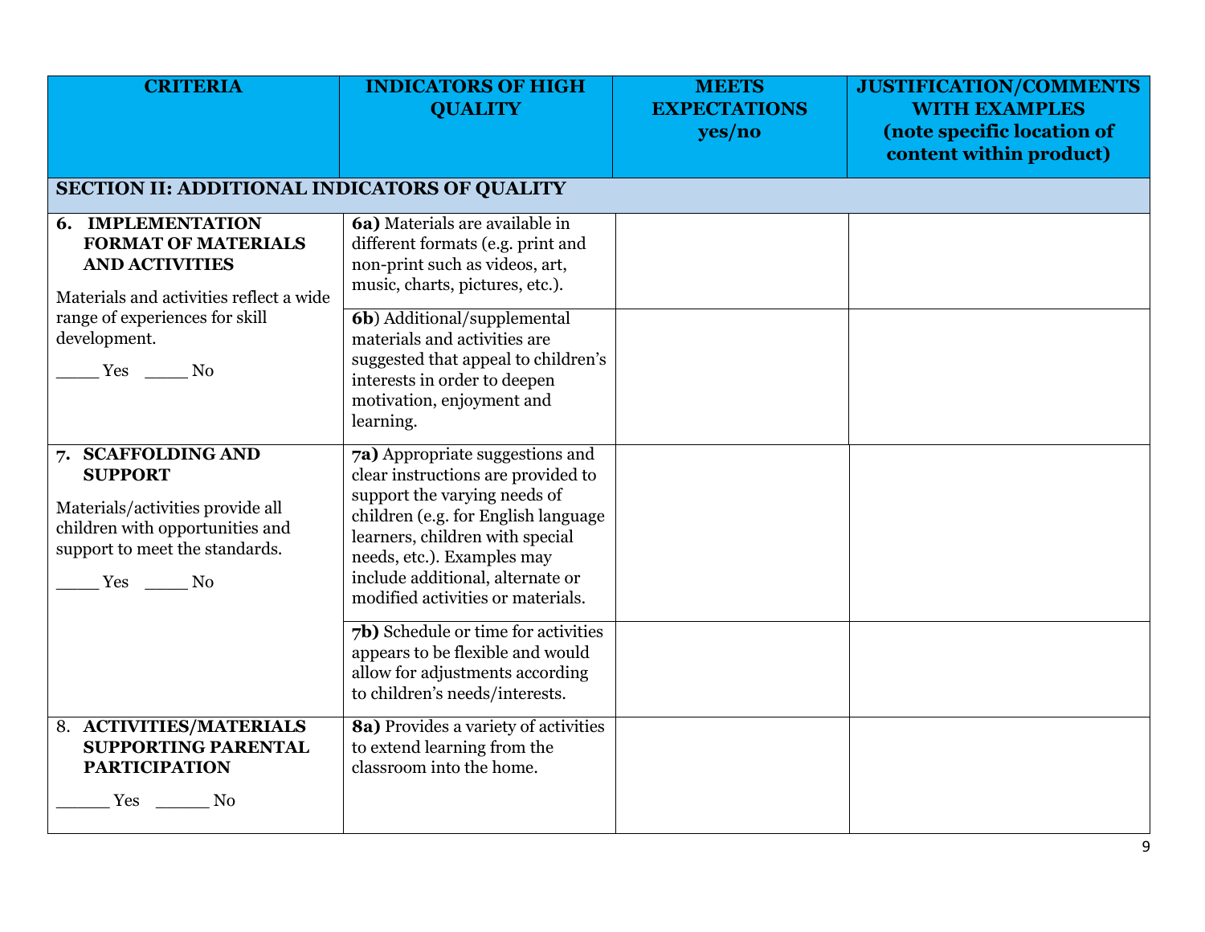| CRITERIA | INDICATORS OF HIGH QUALITY | MEETS EXPECTATIONS yes/no | JUSTIFICATION/COMMENTS WITH EXAMPLES (note specific location of content within product) |
|---|---|---|---|
| **SECTION II: ADDITIONAL INDICATORS OF QUALITY** | | | |
| **6. IMPLEMENTATION FORMAT OF MATERIALS AND ACTIVITIES**<br><br>Materials and activities reflect a wide range of experiences for skill development.<br><br>_____ Yes _____ No | **6a)** Materials are available in different formats (e.g. print and non-print such as videos, art, music, charts, pictures, etc.). | | |
| | **6b**) Additional/supplemental materials and activities are suggested that appeal to children's interests in order to deepen motivation, enjoyment and learning. | | |
| **7. SCAFFOLDING AND SUPPORT**<br><br>Materials/activities provide all children with opportunities and support to meet the standards.<br><br>_____ Yes _____ No | **7a)** Appropriate suggestions and clear instructions are provided to support the varying needs of children (e.g. for English language learners, children with special needs, etc.). Examples may include additional, alternate or modified activities or materials. | | |
| | **7b)** Schedule or time for activities appears to be flexible and would allow for adjustments according to children's needs/interests. | | |
| 8. **ACTIVITIES/MATERIALS SUPPORTING PARENTAL PARTICIPATION**<br><br>______ Yes ______ No | **8a)** Provides a variety of activities to extend learning from the classroom into the home. | | |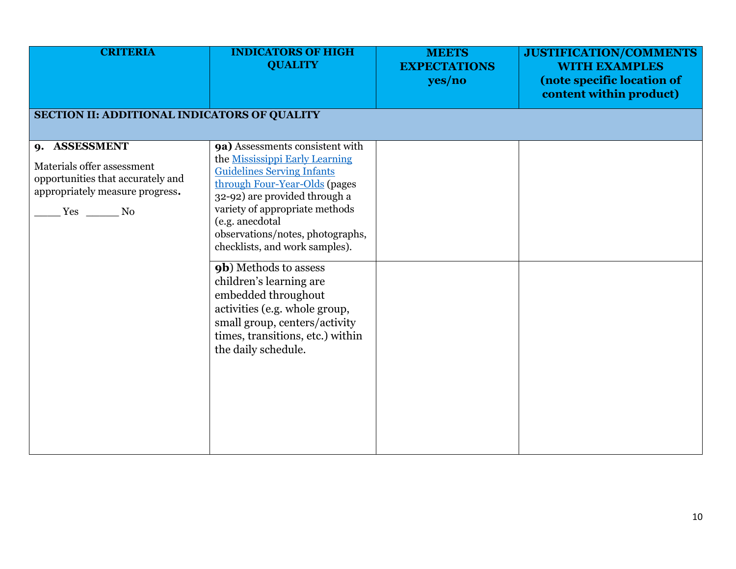| CRITERIA | INDICATORS OF HIGH QUALITY | MEETS EXPECTATIONS yes/no | JUSTIFICATION/COMMENTS WITH EXAMPLES (note specific location of content within product) |
|---|---|---|---|
| **SECTION II: ADDITIONAL INDICATORS OF QUALITY** | | | |
| **9. ASSESSMENT**<br><br>Materials offer assessment opportunities that accurately and appropriately measure progress.<br><br>____ Yes ______ No | **9a)** Assessments consistent with the [Mississippi Early Learning Guidelines Serving Infants through Four-Year-Olds]() (pages 32-92) are provided through a variety of appropriate methods (e.g. anecdotal observations/notes, photographs, checklists, and work samples). | | |
| | **9b**) Methods to assess children's learning are embedded throughout activities (e.g. whole group, small group, centers/activity times, transitions, etc.) within the daily schedule. | | |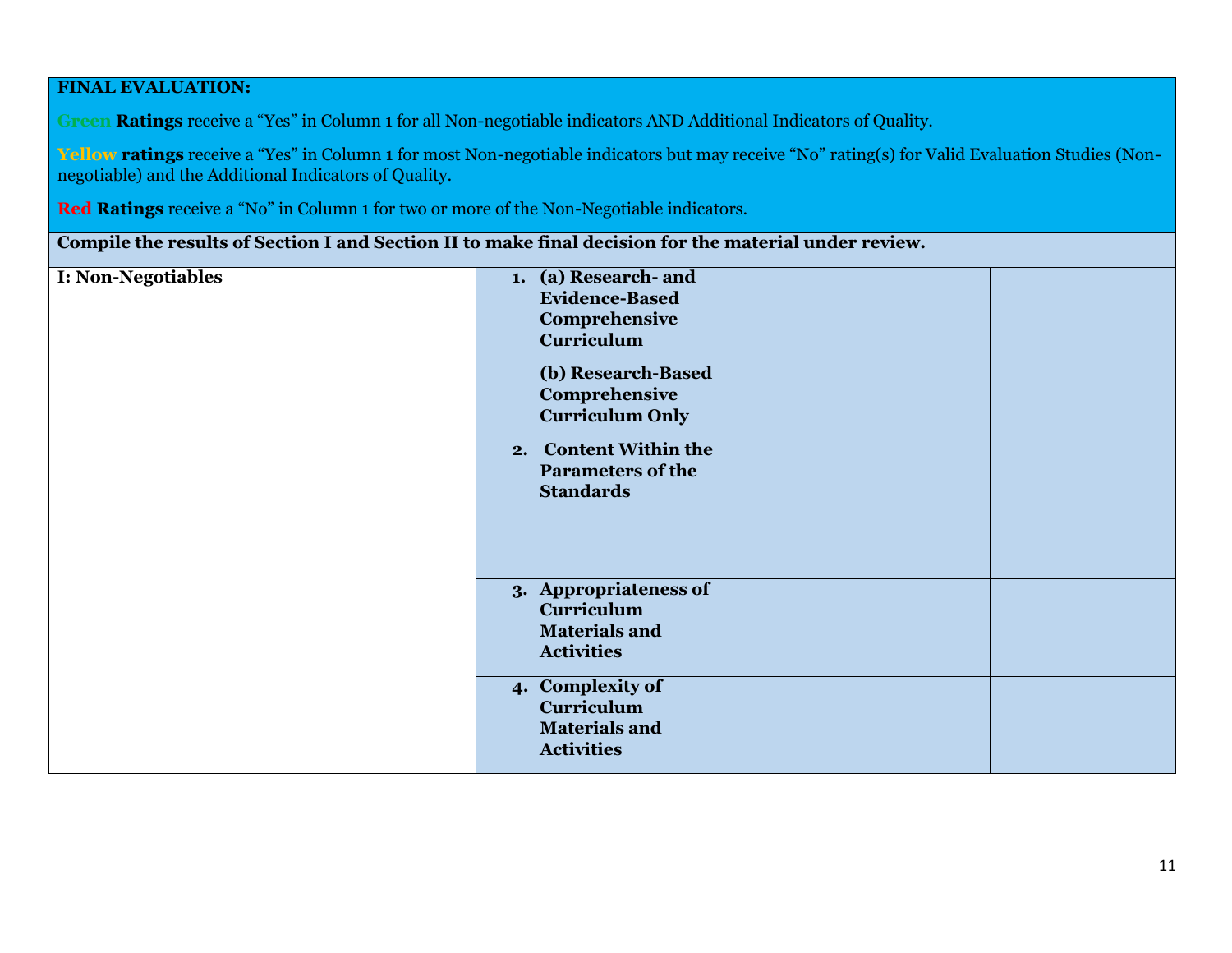**FINAL EVALUATION:**

**Green Ratings** receive a "Yes" in Column 1 for all Non-negotiable indicators AND Additional Indicators of Quality.

**Yellow ratings** receive a "Yes" in Column 1 for most Non-negotiable indicators but may receive "No" rating(s) for Valid Evaluation Studies (Non-negotiable) and the Additional Indicators of Quality.

**Red Ratings** receive a "No" in Column 1 for two or more of the Non-Negotiable indicators.

**Compile the results of Section I and Section II to make final decision for the material under review.**

| | | | |
|---|---|---|---|
| **I: Non-Negotiables** | **1. (a) Research- and Evidence-Based Comprehensive Curriculum**<br><br>**(b) Research-Based Comprehensive Curriculum Only** | | |
| | **2. Content Within the Parameters of the Standards** | | |
| | **3. Appropriateness of Curriculum Materials and Activities** | | |
| | **4. Complexity of Curriculum Materials and Activities** | | |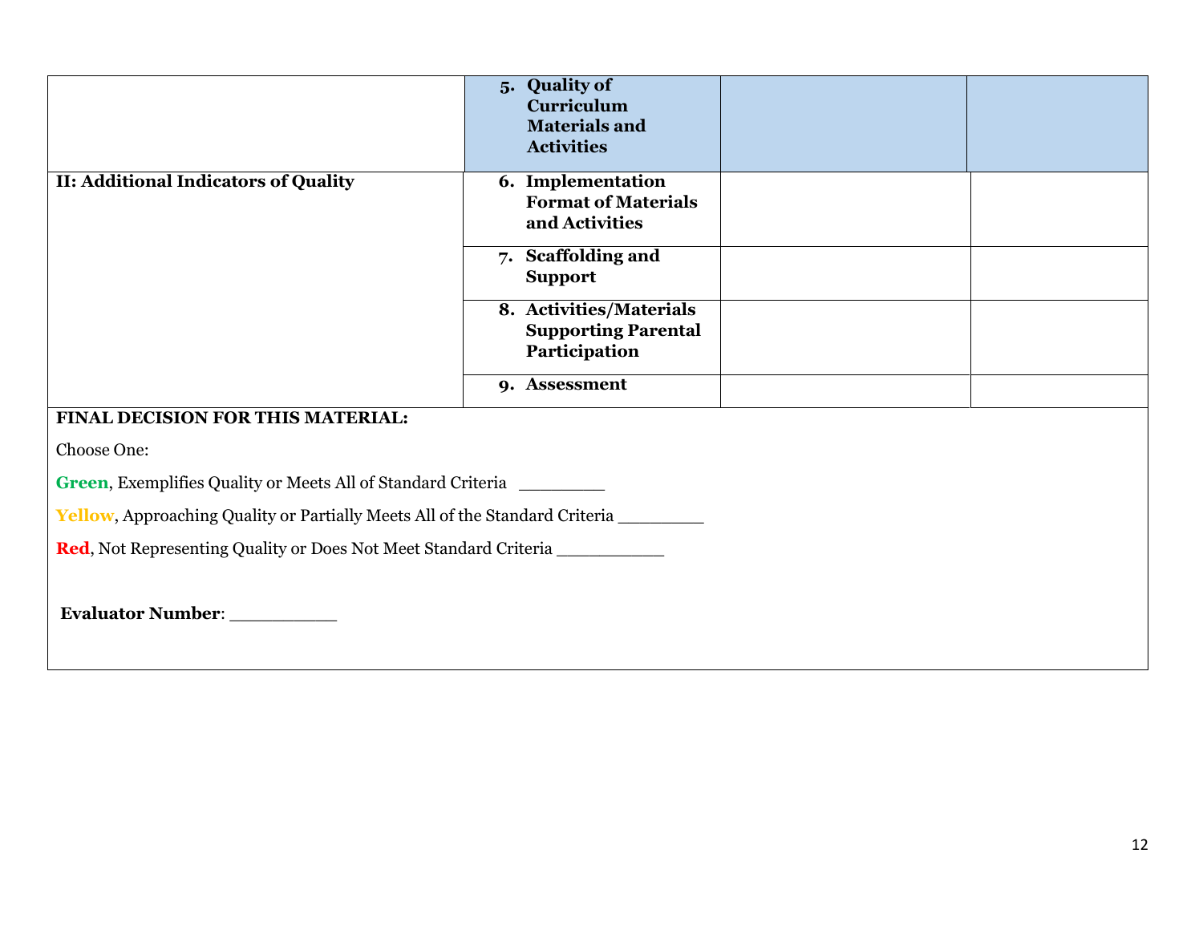| | | | |
|---|---|---|---|
| | **5. Quality of Curriculum Materials and Activities** | | |
| **II: Additional Indicators of Quality** | **6. Implementation Format of Materials and Activities** | | |
| | **7. Scaffolding and Support** | | |
| | **8. Activities/Materials Supporting Parental Participation** | | |
| | **9. Assessment** | | |

**FINAL DECISION FOR THIS MATERIAL:**

Choose One:

**Green**, Exemplifies Quality or Meets All of Standard Criteria ________

**Yellow**, Approaching Quality or Partially Meets All of the Standard Criteria ________

**Red**, Not Representing Quality or Does Not Meet Standard Criteria __________

**Evaluator Number**: __________